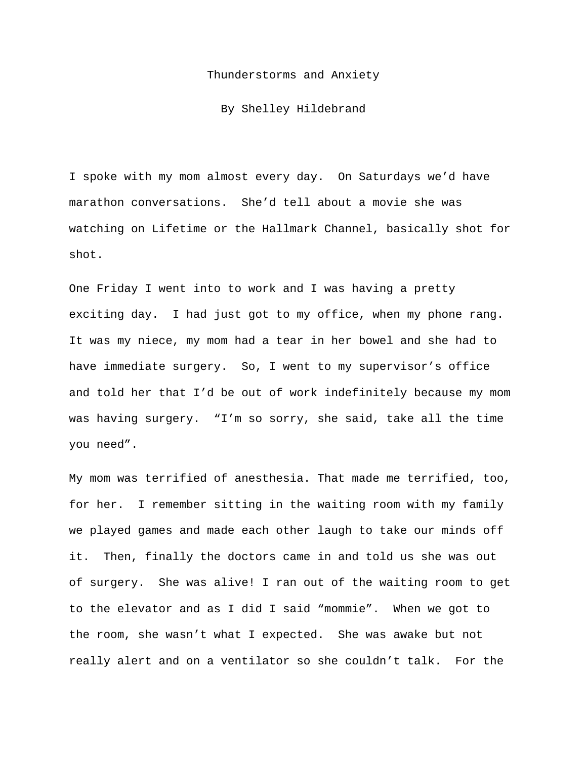# Thunderstorms and Anxiety

By Shelley Hildebrand

I spoke with my mom almost every day. On Saturdays we'd have marathon conversations. She'd tell about a movie she was watching on Lifetime or the Hallmark Channel, basically shot for shot.

One Friday I went into to work and I was having a pretty exciting day. I had just got to my office, when my phone rang. It was my niece, my mom had a tear in her bowel and she had to have immediate surgery. So, I went to my supervisor's office and told her that I'd be out of work indefinitely because my mom was having surgery. "I'm so sorry, she said, take all the time you need".

My mom was terrified of anesthesia. That made me terrified, too, for her. I remember sitting in the waiting room with my family we played games and made each other laugh to take our minds off it. Then, finally the doctors came in and told us she was out of surgery. She was alive! I ran out of the waiting room to get to the elevator and as I did I said "mommie". When we got to the room, she wasn't what I expected. She was awake but not really alert and on a ventilator so she couldn't talk. For the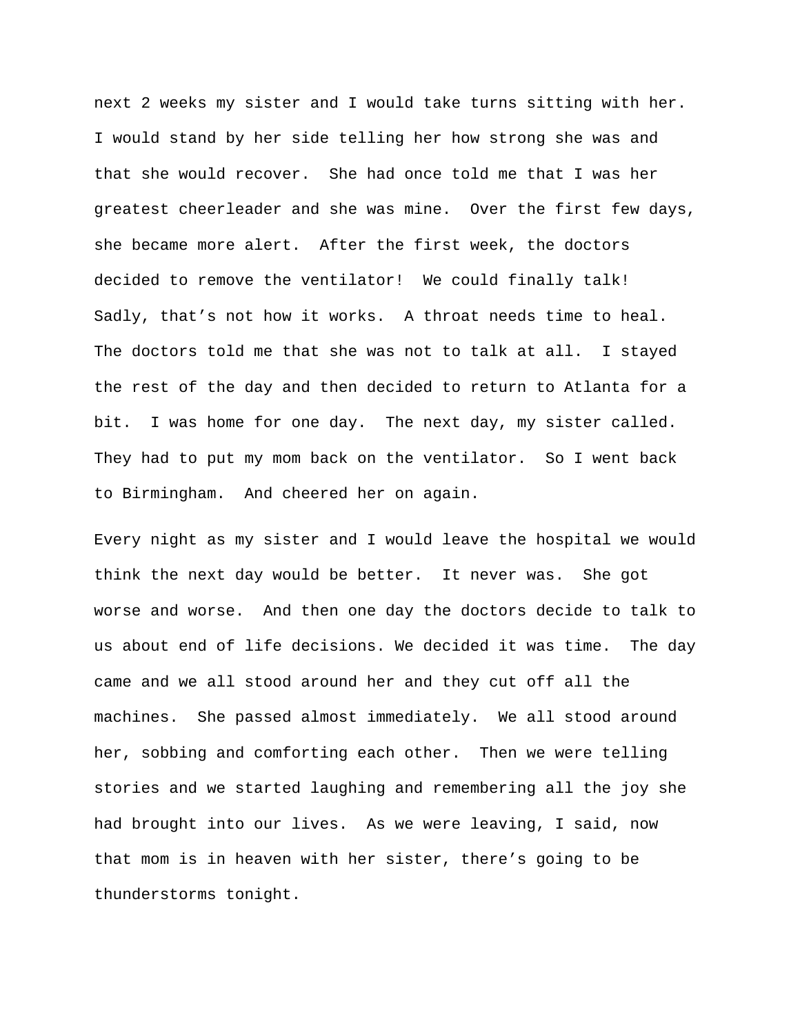next 2 weeks my sister and I would take turns sitting with her. I would stand by her side telling her how strong she was and that she would recover. She had once told me that I was her greatest cheerleader and she was mine. Over the first few days, she became more alert. After the first week, the doctors decided to remove the ventilator! We could finally talk! Sadly, that's not how it works. A throat needs time to heal. The doctors told me that she was not to talk at all. I stayed the rest of the day and then decided to return to Atlanta for a bit. I was home for one day. The next day, my sister called. They had to put my mom back on the ventilator. So I went back to Birmingham. And cheered her on again.

Every night as my sister and I would leave the hospital we would think the next day would be better. It never was. She got worse and worse. And then one day the doctors decide to talk to us about end of life decisions. We decided it was time. The day came and we all stood around her and they cut off all the machines. She passed almost immediately. We all stood around her, sobbing and comforting each other. Then we were telling stories and we started laughing and remembering all the joy she had brought into our lives. As we were leaving, I said, now that mom is in heaven with her sister, there's going to be thunderstorms tonight.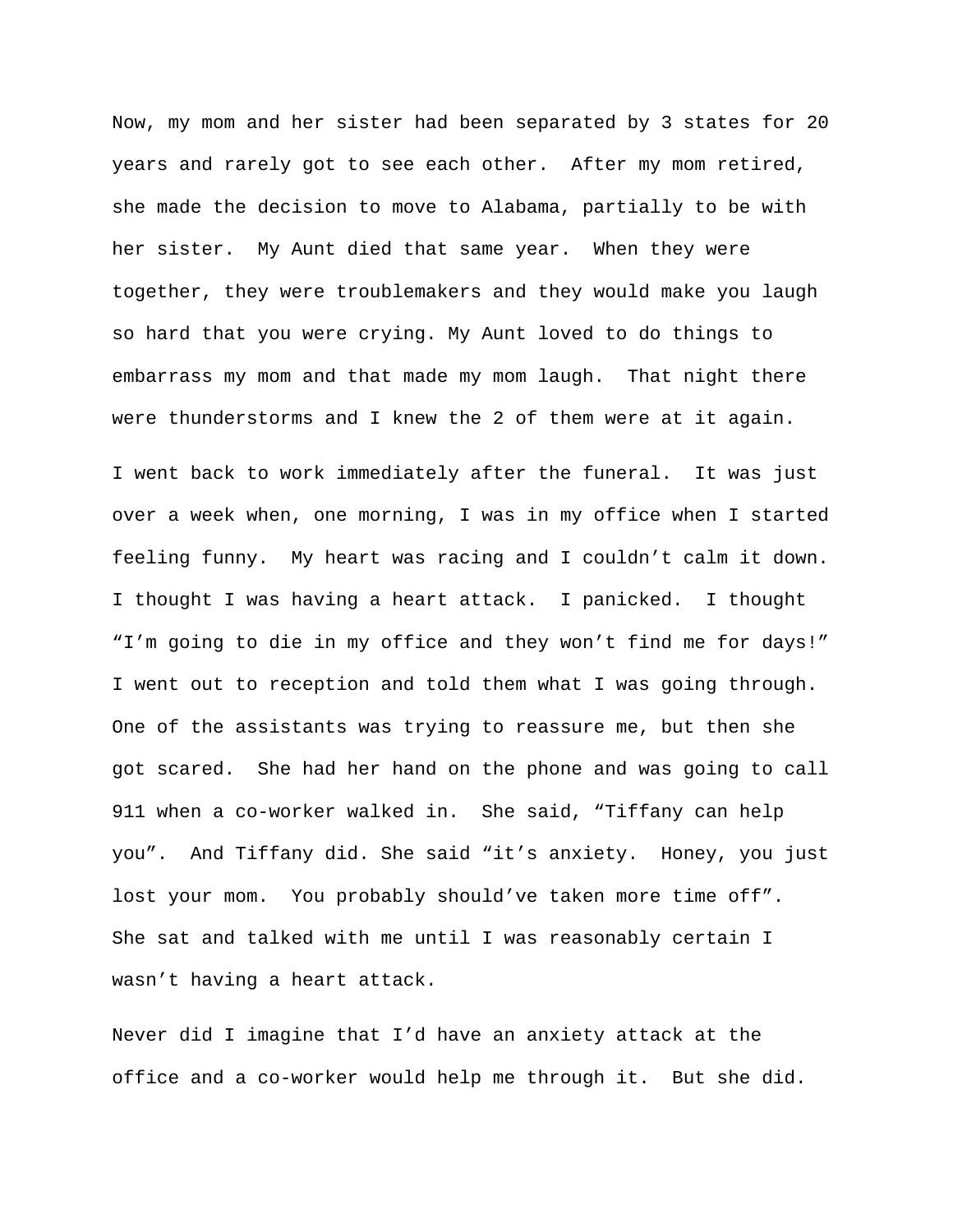Now, my mom and her sister had been separated by 3 states for 20 years and rarely got to see each other. After my mom retired, she made the decision to move to Alabama, partially to be with her sister. My Aunt died that same year. When they were together, they were troublemakers and they would make you laugh so hard that you were crying. My Aunt loved to do things to embarrass my mom and that made my mom laugh. That night there were thunderstorms and I knew the 2 of them were at it again.

I went back to work immediately after the funeral. It was just over a week when, one morning, I was in my office when I started feeling funny. My heart was racing and I couldn't calm it down. I thought I was having a heart attack. I panicked. I thought "I'm going to die in my office and they won't find me for days!" I went out to reception and told them what I was going through. One of the assistants was trying to reassure me, but then she got scared. She had her hand on the phone and was going to call 911 when a co-worker walked in. She said, "Tiffany can help you". And Tiffany did. She said "it's anxiety. Honey, you just lost your mom. You probably should've taken more time off". She sat and talked with me until I was reasonably certain I wasn't having a heart attack.

Never did I imagine that I'd have an anxiety attack at the office and a co-worker would help me through it. But she did.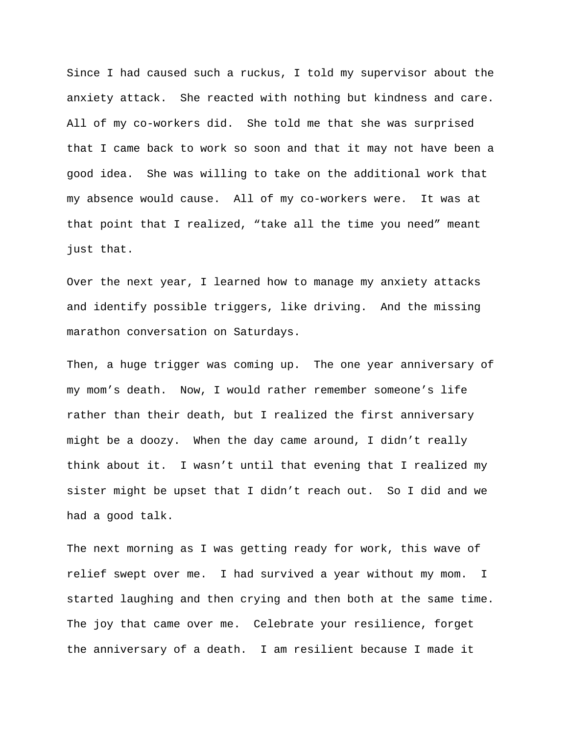Since I had caused such a ruckus, I told my supervisor about the anxiety attack. She reacted with nothing but kindness and care. All of my co-workers did. She told me that she was surprised that I came back to work so soon and that it may not have been a good idea. She was willing to take on the additional work that my absence would cause. All of my co-workers were. It was at that point that I realized, “take all the time you need” meant just that.

Over the next year, I learned how to manage my anxiety attacks and identify possible triggers, like driving. And the missing marathon conversation on Saturdays.

Then, a huge trigger was coming up. The one year anniversary of my mom’s death. Now, I would rather remember someone’s life rather than their death, but I realized the first anniversary might be a doozy. When the day came around, I didn’t really think about it. I wasn’t until that evening that I realized my sister might be upset that I didn’t reach out. So I did and we had a good talk.

The next morning as I was getting ready for work, this wave of relief swept over me. I had survived a year without my mom. I started laughing and then crying and then both at the same time. The joy that came over me. Celebrate your resilience, forget the anniversary of a death. I am resilient because I made it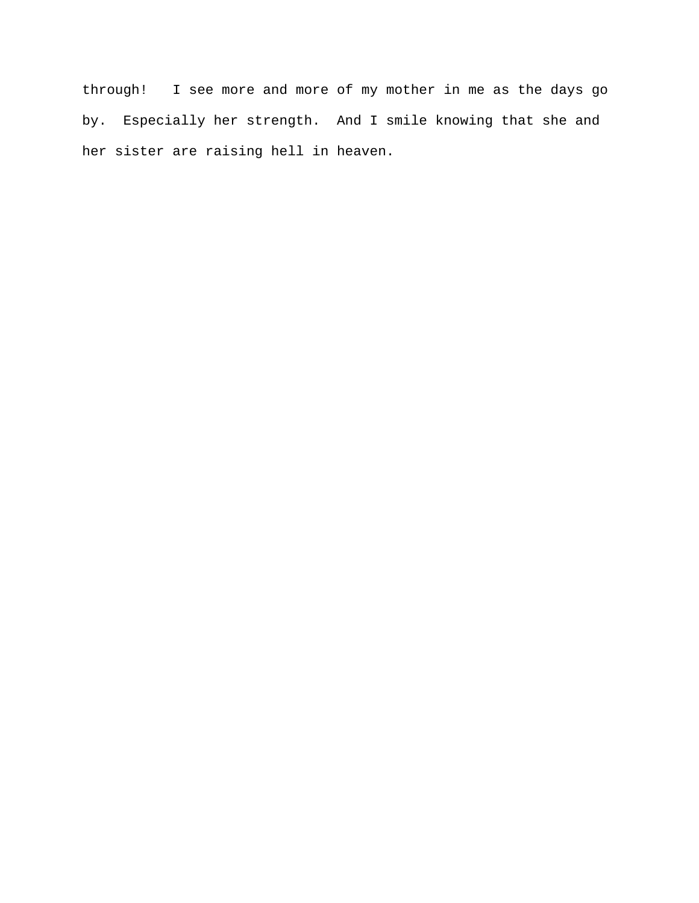through!  I see more and more of my mother in me as the days go by.  Especially her strength.  And I smile knowing that she and her sister are raising hell in heaven.